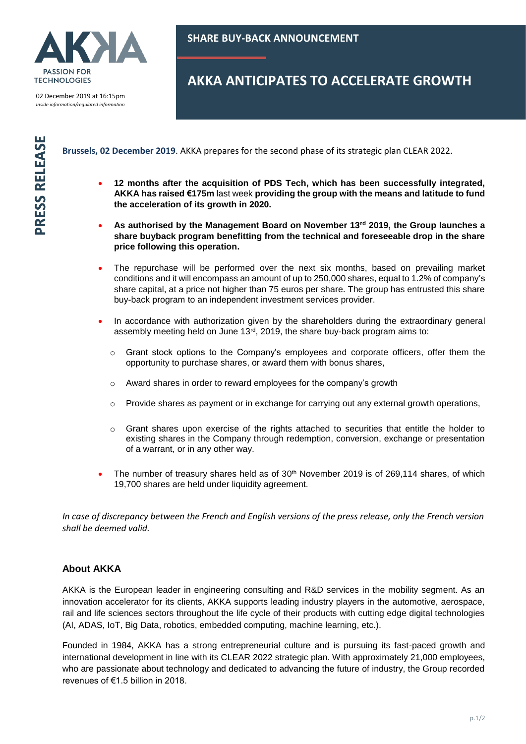**SHARE BUY-BACK ANNOUNCEMENT**

# AKKA ANTICIPATES TO ACCELERATE GROWTH

02 December 2019 at 16:15pm
*Inside information/regulated information*

**PRESS RELEASE**

**Brussels, 02 December 2019**. AKKA prepares for the second phase of its strategic plan CLEAR 2022.

- **12 months after the acquisition of PDS Tech, which has been successfully integrated, AKKA has raised €175m** last week **providing the group with the means and latitude to fund the acceleration of its growth in 2020.**
- **As authorised by the Management Board on November 13rd 2019, the Group launches a share buyback program benefitting from the technical and foreseeable drop in the share price following this operation.**
- The repurchase will be performed over the next six months, based on prevailing market conditions and it will encompass an amount of up to 250,000 shares, equal to 1.2% of company's share capital, at a price not higher than 75 euros per share. The group has entrusted this share buy-back program to an independent investment services provider.
- In accordance with authorization given by the shareholders during the extraordinary general assembly meeting held on June 13rd, 2019, the share buy-back program aims to:
  - Grant stock options to the Company's employees and corporate officers, offer them the opportunity to purchase shares, or award them with bonus shares,
  - Award shares in order to reward employees for the company's growth
  - Provide shares as payment or in exchange for carrying out any external growth operations,
  - Grant shares upon exercise of the rights attached to securities that entitle the holder to existing shares in the Company through redemption, conversion, exchange or presentation of a warrant, or in any other way.
- The number of treasury shares held as of 30th November 2019 is of 269,114 shares, of which 19,700 shares are held under liquidity agreement.

*In case of discrepancy between the French and English versions of the press release, only the French version shall be deemed valid.*

## About AKKA

AKKA is the European leader in engineering consulting and R&D services in the mobility segment. As an innovation accelerator for its clients, AKKA supports leading industry players in the automotive, aerospace, rail and life sciences sectors throughout the life cycle of their products with cutting edge digital technologies (AI, ADAS, IoT, Big Data, robotics, embedded computing, machine learning, etc.).

Founded in 1984, AKKA has a strong entrepreneurial culture and is pursuing its fast-paced growth and international development in line with its CLEAR 2022 strategic plan. With approximately 21,000 employees, who are passionate about technology and dedicated to advancing the future of industry, the Group recorded revenues of €1.5 billion in 2018.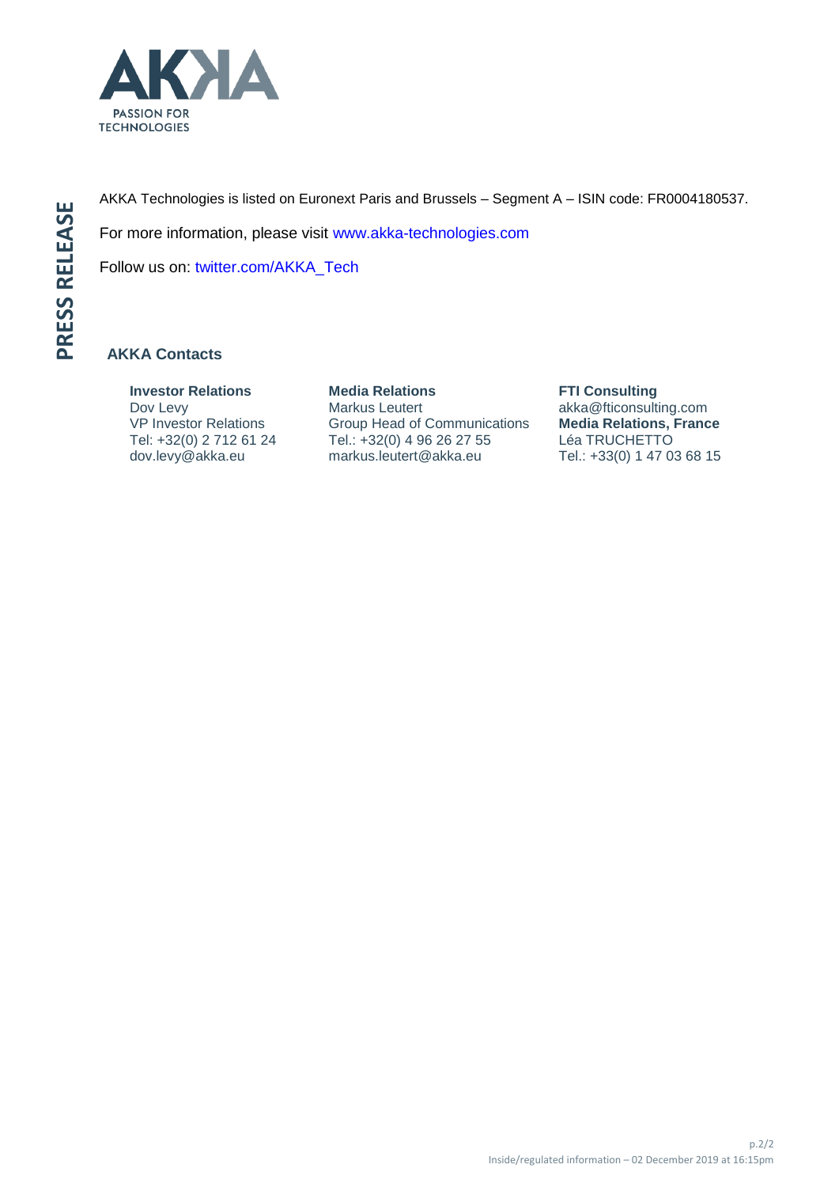AKKA Technologies is listed on Euronext Paris and Brussels – Segment A – ISIN code: FR0004180537.

For more information, please visit www.akka-technologies.com

Follow us on: twitter.com/AKKA_Tech

## AKKA Contacts

**Investor Relations**
Dov Levy
VP Investor Relations
Tel: +32(0) 2 712 61 24
dov.levy@akka.eu

**Media Relations**
Markus Leutert
Group Head of Communications
Tel.: +32(0) 4 96 26 27 55
markus.leutert@akka.eu

**FTI Consulting**
akka@fticonsulting.com
**Media Relations, France**
Léa TRUCHETTO
Tel.: +33(0) 1 47 03 68 15